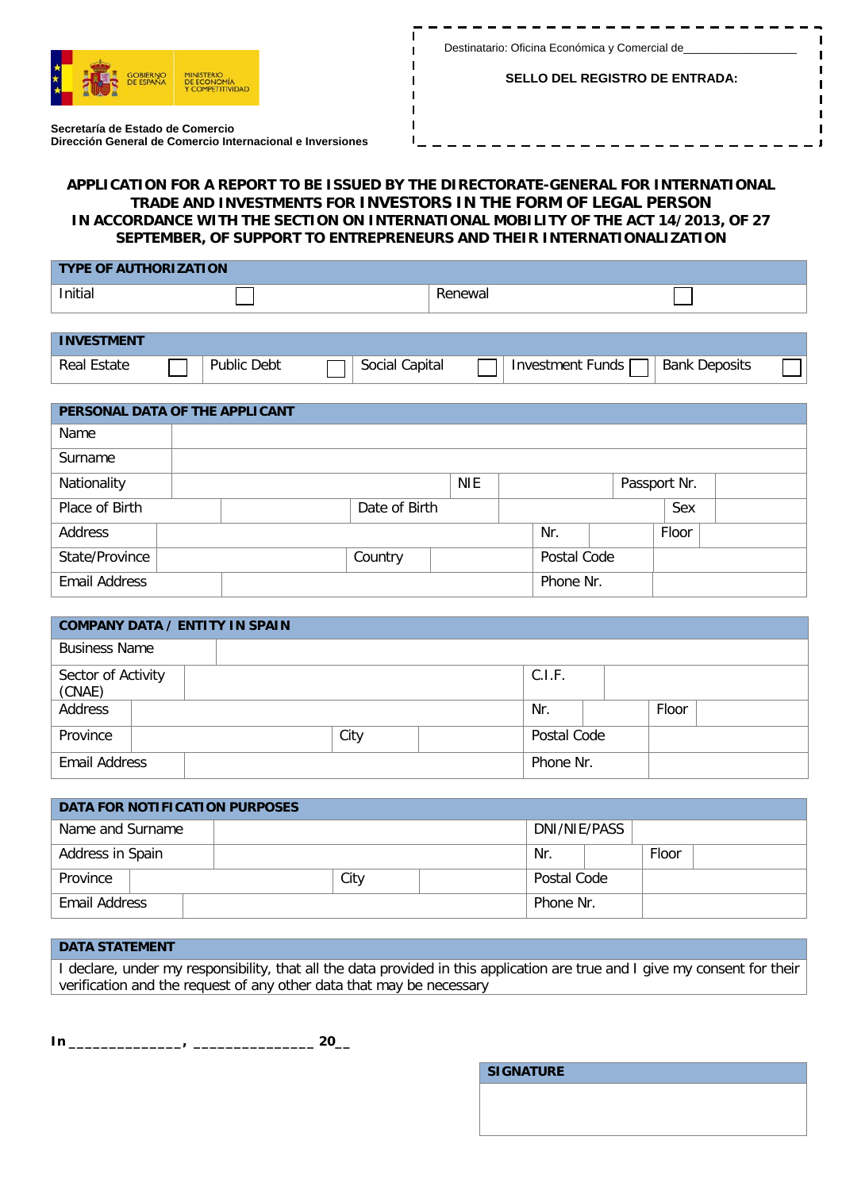GOBIERNO DE ESPAÑA | MINISTERIO DE ECONOMÍA Y COMPETITIVIDAD

**Secretaría de Estado de Comercio**
**Dirección General de Comercio Internacional e Inversiones**

Destinatario: Oficina Económica y Comercial de__________________

**SELLO DEL REGISTRO DE ENTRADA:**

# APPLICATION FOR A REPORT TO BE ISSUED BY THE DIRECTORATE-GENERAL FOR INTERNATIONAL TRADE AND INVESTMENTS FOR INVESTORS IN THE FORM OF LEGAL PERSON IN ACCORDANCE WITH THE SECTION ON INTERNATIONAL MOBILITY OF THE ACT 14/2013, OF 27 SEPTEMBER, OF SUPPORT TO ENTREPRENEURS AND THEIR INTERNATIONALIZATION

| **TYPE OF AUTHORIZATION** | | | |
|---|---|---|---|
| Initial | ☐ | Renewal | ☐ |

| **INVESTMENT** | | | | | | | | | |
|---|---|---|---|---|---|---|---|---|---|
| Real Estate | ☐ | Public Debt | ☐ | Social Capital | ☐ | Investment Funds | ☐ | Bank Deposits | ☐ |

| **PERSONAL DATA OF THE APPLICANT** | | | | | | | |
|---|---|---|---|---|---|---|---|
| Name | | | | | | | |
| Surname | | | | | | | |
| Nationality | | NIE | | Passport Nr. | | | |
| Place of Birth | | Date of Birth | | Sex | | | |
| Address | | Nr. | | Floor | | | |
| State/Province | | Country | | Postal Code | | | |
| Email Address | | Phone Nr. | | | | | |

| **COMPANY DATA / ENTITY IN SPAIN** | | | | | | | |
|---|---|---|---|---|---|---|---|
| Business Name | | | | | | | |
| Sector of Activity (CNAE) | | C.I.F. | | | | | |
| Address | | Nr. | | Floor | | | |
| Province | | City | | Postal Code | | | |
| Email Address | | Phone Nr. | | | | | |

| **DATA FOR NOTIFICATION PURPOSES** | | | | | | | |
|---|---|---|---|---|---|---|---|
| Name and Surname | | DNI/NIE/PASS | | | | | |
| Address in Spain | | Nr. | | Floor | | | |
| Province | | City | | Postal Code | | | |
| Email Address | | Phone Nr. | | | | | |

| **DATA STATEMENT** |
|---|
| I declare, under my responsibility, that all the data provided in this application are true and I give my consent for their verification and the request of any other data that may be necessary |

**In ______________, ______________ 20__**

| **SIGNATURE** |
|---|
| |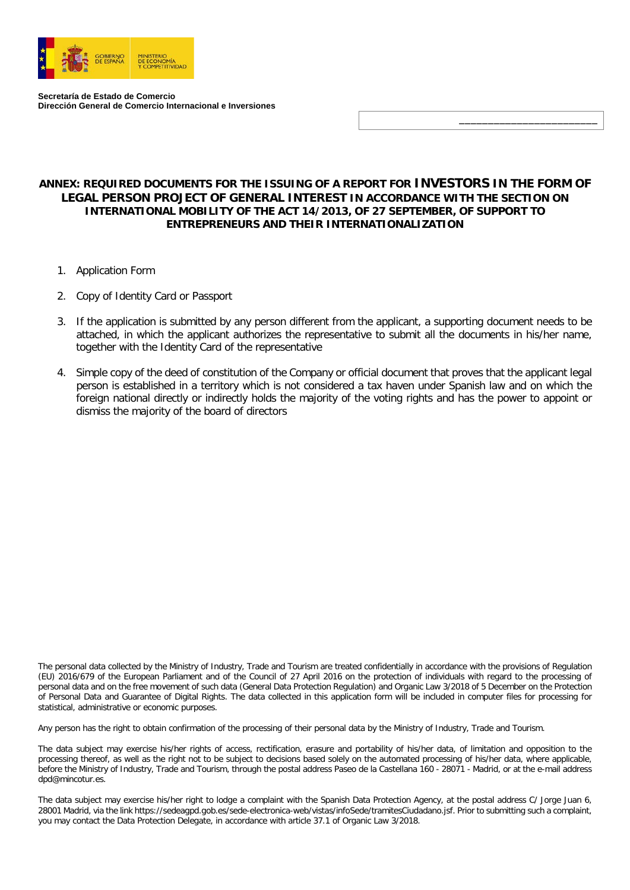Secretaría de Estado de Comercio
Dirección General de Comercio Internacional e Inversiones

________________________

## ANNEX: REQUIRED DOCUMENTS FOR THE ISSUING OF A REPORT FOR INVESTORS IN THE FORM OF LEGAL PERSON PROJECT OF GENERAL INTEREST IN ACCORDANCE WITH THE SECTION ON INTERNATIONAL MOBILITY OF THE ACT 14/2013, OF 27 SEPTEMBER, OF SUPPORT TO ENTREPRENEURS AND THEIR INTERNATIONALIZATION

1. Application Form
2. Copy of Identity Card or Passport
3. If the application is submitted by any person different from the applicant, a supporting document needs to be attached, in which the applicant authorizes the representative to submit all the documents in his/her name, together with the Identity Card of the representative
4. Simple copy of the deed of constitution of the Company or official document that proves that the applicant legal person is established in a territory which is not considered a tax haven under Spanish law and on which the foreign national directly or indirectly holds the majority of the voting rights and has the power to appoint or dismiss the majority of the board of directors

The personal data collected by the Ministry of Industry, Trade and Tourism are treated confidentially in accordance with the provisions of Regulation (EU) 2016/679 of the European Parliament and of the Council of 27 April 2016 on the protection of individuals with regard to the processing of personal data and on the free movement of such data (General Data Protection Regulation) and Organic Law 3/2018 of 5 December on the Protection of Personal Data and Guarantee of Digital Rights. The data collected in this application form will be included in computer files for processing for statistical, administrative or economic purposes.

Any person has the right to obtain confirmation of the processing of their personal data by the Ministry of Industry, Trade and Tourism.

The data subject may exercise his/her rights of access, rectification, erasure and portability of his/her data, of limitation and opposition to the processing thereof, as well as the right not to be subject to decisions based solely on the automated processing of his/her data, where applicable, before the Ministry of Industry, Trade and Tourism, through the postal address Paseo de la Castellana 160 - 28071 - Madrid, or at the e-mail address dpd@mincotur.es.

The data subject may exercise his/her right to lodge a complaint with the Spanish Data Protection Agency, at the postal address C/ Jorge Juan 6, 28001 Madrid, via the link https://sedeagpd.gob.es/sede-electronica-web/vistas/infoSede/tramitesCiudadano.jsf. Prior to submitting such a complaint, you may contact the Data Protection Delegate, in accordance with article 37.1 of Organic Law 3/2018.